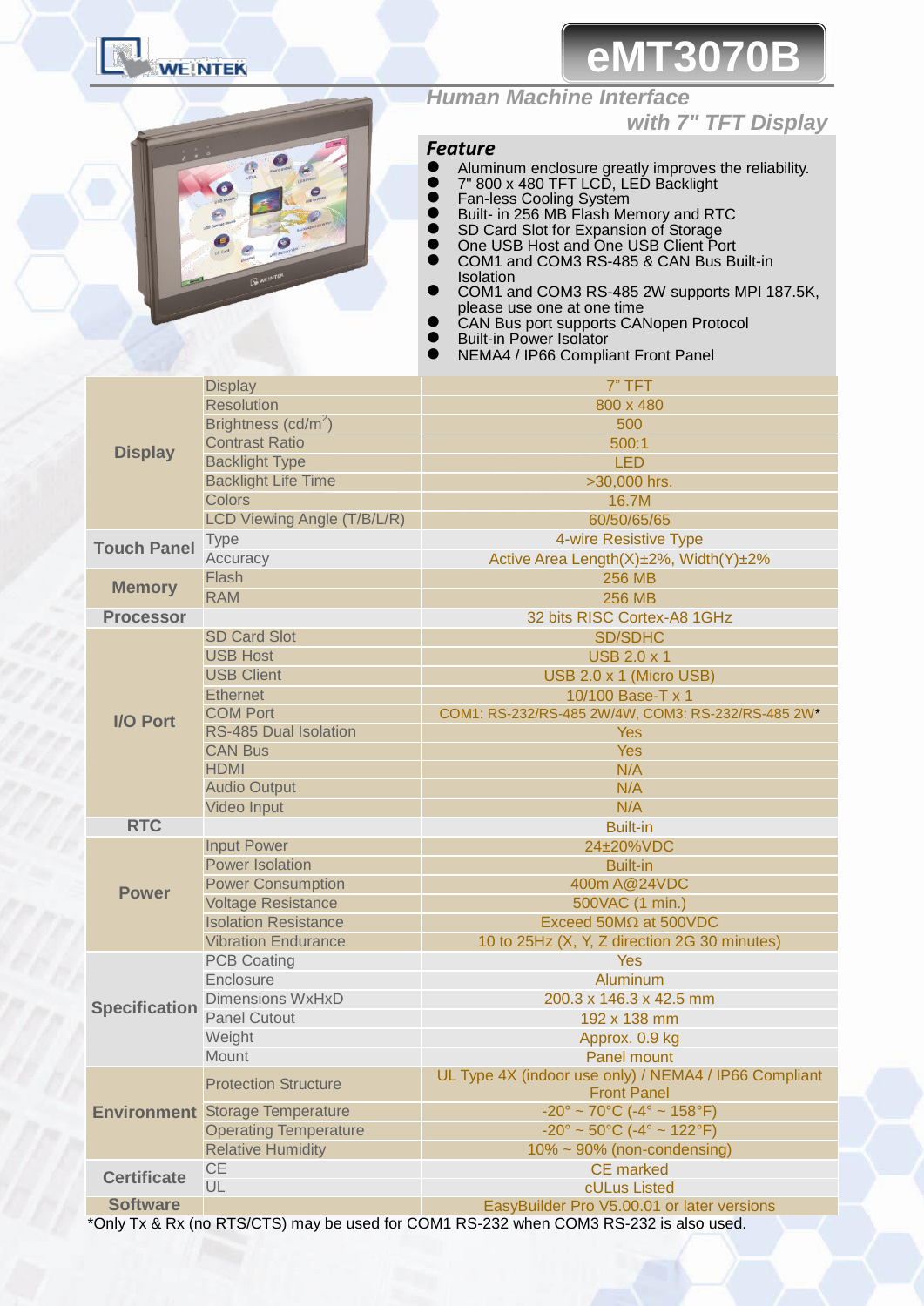# eMT3070B

## *Human Machine Interface with 7" TFT Display*

### *Feature*

- Aluminum enclosure greatly improves the reliability.
- 7" 800 x 480 TFT LCD, LED Backlight
- Fan-less Cooling System
- Built- in 256 MB Flash Memory and RTC
- SD Card Slot for Expansion of Storage
- One USB Host and One USB Client Port
- COM1 and COM3 RS-485 & CAN Bus Built-in Isolation
- COM1 and COM3 RS-485 2W supports MPI 187.5K, please use one at one time
- CAN Bus port supports CANopen Protocol
- Built-in Power Isolator
- NEMA4 / IP66 Compliant Front Panel

| | | |
|---|---|---|
| **Display** | Display | 7" TFT |
| | Resolution | 800 x 480 |
| | Brightness (cd/m$^2$) | 500 |
| | Contrast Ratio | 500:1 |
| | Backlight Type | LED |
| | Backlight Life Time | >30,000 hrs. |
| | Colors | 16.7M |
| | LCD Viewing Angle (T/B/L/R) | 60/50/65/65 |
| **Touch Panel** | Type | 4-wire Resistive Type |
| | Accuracy | Active Area Length(X)±2%, Width(Y)±2% |
| **Memory** | Flash | 256 MB |
| | RAM | 256 MB |
| **Processor** | | 32 bits RISC Cortex-A8 1GHz |
| **I/O Port** | SD Card Slot | SD/SDHC |
| | USB Host | USB 2.0 x 1 |
| | USB Client | USB 2.0 x 1 (Micro USB) |
| | Ethernet | 10/100 Base-T x 1 |
| | COM Port | COM1: RS-232/RS-485 2W/4W, COM3: RS-232/RS-485 2W* |
| | RS-485 Dual Isolation | Yes |
| | CAN Bus | Yes |
| | HDMI | N/A |
| | Audio Output | N/A |
| | Video Input | N/A |
| **RTC** | | Built-in |
| **Power** | Input Power | 24±20%VDC |
| | Power Isolation | Built-in |
| | Power Consumption | 400m A@24VDC |
| | Voltage Resistance | 500VAC (1 min.) |
| | Isolation Resistance | Exceed 50MΩ at 500VDC |
| | Vibration Endurance | 10 to 25Hz (X, Y, Z direction 2G 30 minutes) |
| **Specification** | PCB Coating | Yes |
| | Enclosure | Aluminum |
| | Dimensions WxHxD | 200.3 x 146.3 x 42.5 mm |
| | Panel Cutout | 192 x 138 mm |
| | Weight | Approx. 0.9 kg |
| | Mount | Panel mount |
| **Environment** | Protection Structure | UL Type 4X (indoor use only) / NEMA4 / IP66 Compliant Front Panel |
| | Storage Temperature | -20° ~ 70°C (-4° ~ 158°F) |
| | Operating Temperature | -20° ~ 50°C (-4° ~ 122°F) |
| | Relative Humidity | 10% ~ 90% (non-condensing) |
| **Certificate** | CE | CE marked |
| | UL | cULus Listed |
| **Software** | | EasyBuilder Pro V5.00.01 or later versions |

*Only Tx & Rx (no RTS/CTS) may be used for COM1 RS-232 when COM3 RS-232 is also used.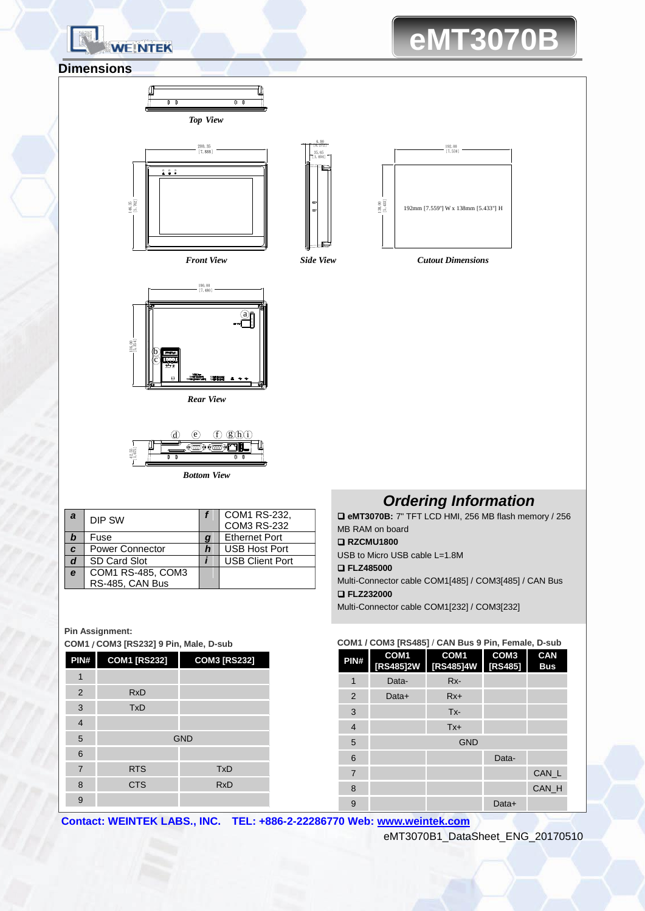# Dimensions

*Top View*

200.35
[7.888]

146.35
[5.762]

*Front View*

6.90
[0.272]

35.65
[1.404]

*Side View*

192.00
[7.559]

138.00
[5.433]

192mm [7.559"] W x 138mm [5.433"] H

*Cutout Dimensions*

190.00
[7.480]

136.00
[5.354]

*Rear View*

42.55
[1.675]

*Bottom View*

| | | | |
|---|---|---|---|
| ***a*** | DIP SW | ***f*** | COM1 RS-232, COM3 RS-232 |
| ***b*** | Fuse | ***g*** | Ethernet Port |
| ***c*** | Power Connector | ***h*** | USB Host Port |
| ***d*** | SD Card Slot | ***i*** | USB Client Port |
| ***e*** | COM1 RS-485, COM3 RS-485, CAN Bus | | |

## *Ordering Information*

- **eMT3070B:** 7" TFT LCD HMI, 256 MB flash memory / 256 MB RAM on board
- **RZCMU1800**
  USB to Micro USB cable L=1.8M
- **FLZ485000**
  Multi-Connector cable COM1[485] / COM3[485] / CAN Bus
- **FLZ232000**
  Multi-Connector cable COM1[232] / COM3[232]

**Pin Assignment:**

**COM1 / COM3 [RS232] 9 Pin, Male, D-sub**

| PIN# | COM1 [RS232] | COM3 [RS232] |
|---|---|---|
| 1 | | |
| 2 | RxD | |
| 3 | TxD | |
| 4 | | |
| 5 | GND | |
| 6 | | |
| 7 | RTS | TxD |
| 8 | CTS | RxD |
| 9 | | |

**COM1 / COM3 [RS485] / CAN Bus 9 Pin, Female, D-sub**

| PIN# | COM1 [RS485]2W | COM1 [RS485]4W | COM3 [RS485] | CAN Bus |
|---|---|---|---|---|
| 1 | Data- | Rx- | | |
| 2 | Data+ | Rx+ | | |
| 3 | | Tx- | | |
| 4 | | Tx+ | | |
| 5 | GND | | | |
| 6 | | | Data- | |
| 7 | | | | CAN_L |
| 8 | | | | CAN_H |
| 9 | | | Data+ | |

**Contact: WEINTEK LABS., INC. TEL: +886-2-22286770 Web: www.weintek.com**

eMT3070B1_DataSheet_ENG_20170510